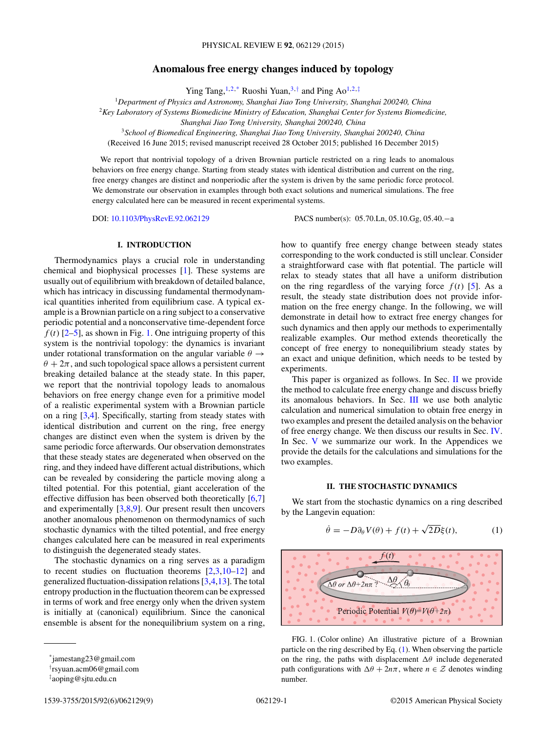# Anomalous free energy changes induced by topology

Ying Tang,[1,2,*] Ruoshi Yuan,[3,†] and Ping Ao[1,2,‡]

[1]*Department of Physics and Astronomy, Shanghai Jiao Tong University, Shanghai 200240, China*
[2]*Key Laboratory of Systems Biomedicine Ministry of Education, Shanghai Center for Systems Biomedicine, Shanghai Jiao Tong University, Shanghai 200240, China*
[3]*School of Biomedical Engineering, Shanghai Jiao Tong University, Shanghai 200240, China*

(Received 16 June 2015; revised manuscript received 28 October 2015; published 16 December 2015)

We report that nontrivial topology of a driven Brownian particle restricted on a ring leads to anomalous behaviors on free energy change. Starting from steady states with identical distribution and current on the ring, free energy changes are distinct and nonperiodic after the system is driven by the same periodic force protocol. We demonstrate our observation in examples through both exact solutions and numerical simulations. The free energy calculated here can be measured in recent experimental systems.

DOI: 10.1103/PhysRevE.92.062129 PACS number(s): 05.70.Ln, 05.10.Gg, 05.40.−a

## I. INTRODUCTION

Thermodynamics plays a crucial role in understanding chemical and biophysical processes [1]. These systems are usually out of equilibrium with breakdown of detailed balance, which has intricacy in discussing fundamental thermodynamical quantities inherited from equilibrium case. A typical example is a Brownian particle on a ring subject to a conservative periodic potential and a nonconservative time-dependent force $f(t)$ [2–5], as shown in Fig. 1. One intriguing property of this system is the nontrivial topology: the dynamics is invariant under rotational transformation on the angular variable $\theta \to \theta + 2\pi$, and such topological space allows a persistent current breaking detailed balance at the steady state. In this paper, we report that the nontrivial topology leads to anomalous behaviors on free energy change even for a primitive model of a realistic experimental system with a Brownian particle on a ring [3,4]. Specifically, starting from steady states with identical distribution and current on the ring, free energy changes are distinct even when the system is driven by the same periodic force afterwards. Our observation demonstrates that these steady states are degenerated when observed on the ring, and they indeed have different actual distributions, which can be revealed by considering the particle moving along a tilted potential. For this potential, giant acceleration of the effective diffusion has been observed both theoretically [6,7] and experimentally [3,8,9]. Our present result then uncovers another anomalous phenomenon on thermodynamics of such stochastic dynamics with the tilted potential, and free energy changes calculated here can be measured in real experiments to distinguish the degenerated steady states.

The stochastic dynamics on a ring serves as a paradigm to recent studies on fluctuation theorems [2,3,10–12] and generalized fluctuation-dissipation relations [3,4,13]. The total entropy production in the fluctuation theorem can be expressed in terms of work and free energy only when the driven system is initially at (canonical) equilibrium. Since the canonical ensemble is absent for the nonequilibrium system on a ring, how to quantify free energy change between steady states corresponding to the work conducted is still unclear. Consider a straightforward case with flat potential. The particle will relax to steady states that all have a uniform distribution on the ring regardless of the varying force $f(t)$ [5]. As a result, the steady state distribution does not provide information on the free energy change. In the following, we will demonstrate in detail how to extract free energy changes for such dynamics and then apply our methods to experimentally realizable examples. Our method extends theoretically the concept of free energy to nonequilibrium steady states by an exact and unique definition, which needs to be tested by experiments.

This paper is organized as follows. In Sec. II we provide the method to calculate free energy change and discuss briefly its anomalous behaviors. In Sec. III we use both analytic calculation and numerical simulation to obtain free energy in two examples and present the detailed analysis on the behavior of free energy change. We then discuss our results in Sec. IV. In Sec. V we summarize our work. In the Appendices we provide the details for the calculations and simulations for the two examples.

## II. THE STOCHASTIC DYNAMICS

We start from the stochastic dynamics on a ring described by the Langevin equation:

$$\dot{\theta} = -D\partial_\theta V(\theta) + f(t) + \sqrt{2D}\xi(t), \tag{1}$$

FIG. 1. (Color online) An illustrative picture of a Brownian particle on the ring described by Eq. (1). When observing the particle on the ring, the paths with displacement $\Delta\theta$ include degenerated path configurations with $\Delta\theta + 2n\pi$, where $n \in \mathcal{Z}$ denotes winding number.

*jamestang23@gmail.com
†rsyuan.acm06@gmail.com
‡aoping@sjtu.edu.cn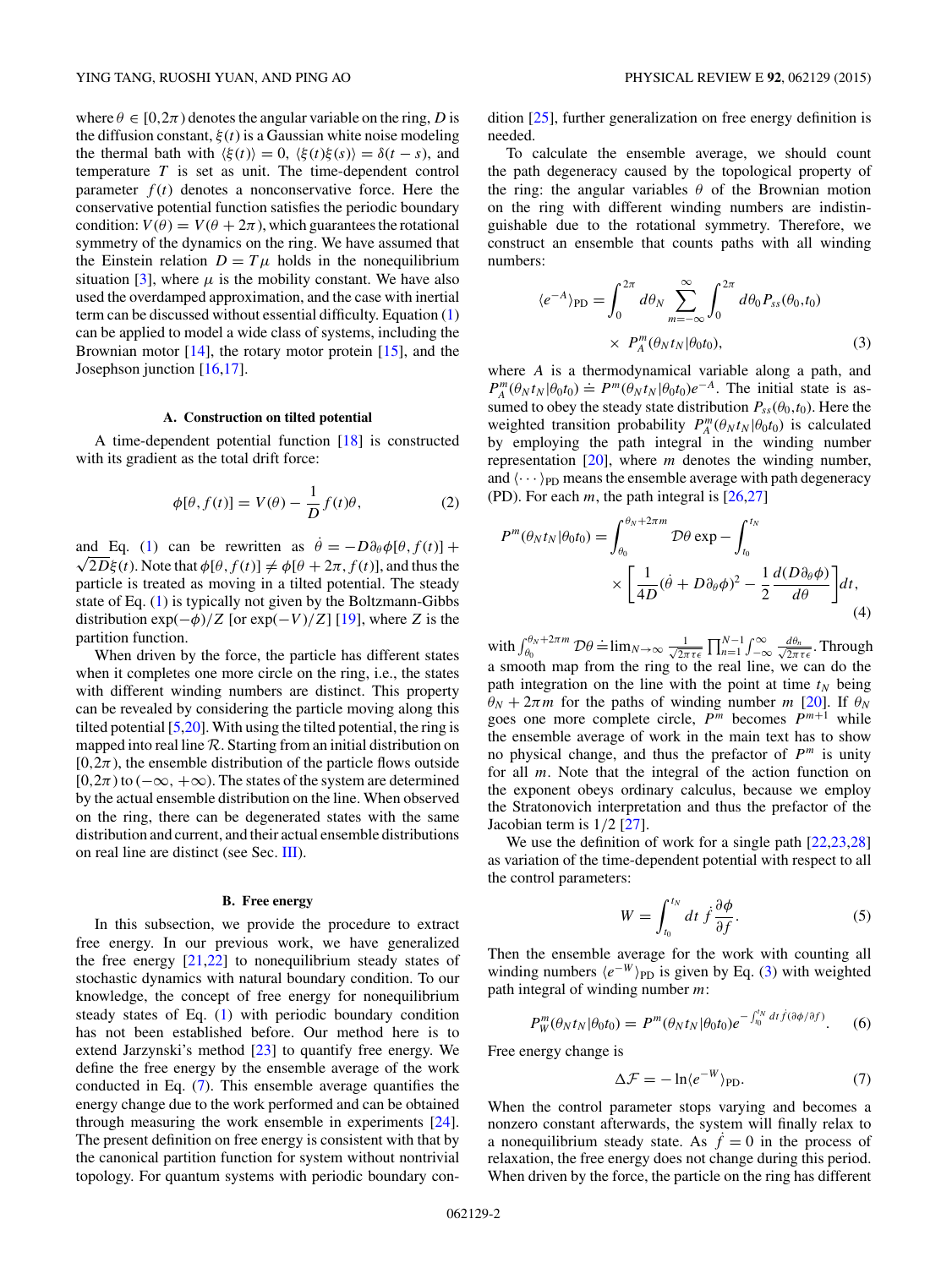where $\theta \in [0,2\pi)$ denotes the angular variable on the ring, $D$ is the diffusion constant, $\xi(t)$ is a Gaussian white noise modeling the thermal bath with $\langle\xi(t)\rangle = 0$, $\langle\xi(t)\xi(s)\rangle = \delta(t-s)$, and temperature $T$ is set as unit. The time-dependent control parameter $f(t)$ denotes a nonconservative force. Here the conservative potential function satisfies the periodic boundary condition: $V(\theta) = V(\theta + 2\pi)$, which guarantees the rotational symmetry of the dynamics on the ring. We have assumed that the Einstein relation $D = T\mu$ holds in the nonequilibrium situation [3], where $\mu$ is the mobility constant. We have also used the overdamped approximation, and the case with inertial term can be discussed without essential difficulty. Equation (1) can be applied to model a wide class of systems, including the Brownian motor [14], the rotary motor protein [15], and the Josephson junction [16,17].

### A. Construction on tilted potential

A time-dependent potential function [18] is constructed with its gradient as the total drift force:

$$\phi[\theta, f(t)] = V(\theta) - \frac{1}{D} f(t)\theta, \tag{2}$$

and Eq. (1) can be rewritten as $\dot{\theta} = -D\partial_\theta\phi[\theta, f(t)] + \sqrt{2D}\xi(t)$. Note that $\phi[\theta, f(t)] \neq \phi[\theta + 2\pi, f(t)]$, and thus the particle is treated as moving in a tilted potential. The steady state of Eq. (1) is typically not given by the Boltzmann-Gibbs distribution $\exp(-\phi)/Z$ [or $\exp(-V)/Z$] [19], where $Z$ is the partition function.

When driven by the force, the particle has different states when it completes one more circle on the ring, i.e., the states with different winding numbers are distinct. This property can be revealed by considering the particle moving along this tilted potential [5,20]. With using the tilted potential, the ring is mapped into real line $\mathcal{R}$. Starting from an initial distribution on $[0,2\pi)$, the ensemble distribution of the particle flows outside $[0,2\pi)$ to $(-\infty, +\infty)$. The states of the system are determined by the actual ensemble distribution on the line. When observed on the ring, there can be degenerated states with the same distribution and current, and their actual ensemble distributions on real line are distinct (see Sec. III).

### B. Free energy

In this subsection, we provide the procedure to extract free energy. In our previous work, we have generalized the free energy [21,22] to nonequilibrium steady states of stochastic dynamics with natural boundary condition. To our knowledge, the concept of free energy for nonequilibrium steady states of Eq. (1) with periodic boundary condition has not been established before. Our method here is to extend Jarzynski's method [23] to quantify free energy. We define the free energy by the ensemble average of the work conducted in Eq. (7). This ensemble average quantifies the energy change due to the work performed and can be obtained through measuring the work ensemble in experiments [24]. The present definition on free energy is consistent with that by the canonical partition function for system without nontrivial topology. For quantum systems with periodic boundary condition [25], further generalization on free energy definition is needed.

To calculate the ensemble average, we should count the path degeneracy caused by the topological property of the ring: the angular variables $\theta$ of the Brownian motion on the ring with different winding numbers are indistinguishable due to the rotational symmetry. Therefore, we construct an ensemble that counts paths with all winding numbers:

$$\langle e^{-A}\rangle_{\mathrm{PD}} = \int_0^{2\pi} d\theta_N \sum_{m=-\infty}^{\infty} \int_0^{2\pi} d\theta_0 P_{ss}(\theta_0, t_0) \times P_A^m(\theta_N t_N|\theta_0 t_0), \tag{3}$$

where $A$ is a thermodynamical variable along a path, and $P_A^m(\theta_N t_N|\theta_0 t_0) \doteq P^m(\theta_N t_N|\theta_0 t_0)e^{-A}$. The initial state is assumed to obey the steady state distribution $P_{ss}(\theta_0, t_0)$. Here the weighted transition probability $P_A^m(\theta_N t_N|\theta_0 t_0)$ is calculated by employing the path integral in the winding number representation [20], where $m$ denotes the winding number, and $\langle\cdots\rangle_{\mathrm{PD}}$ means the ensemble average with path degeneracy (PD). For each $m$, the path integral is [26,27]

$$P^m(\theta_N t_N|\theta_0 t_0) = \int_{\theta_0}^{\theta_N + 2\pi m} \mathcal{D}\theta \exp - \int_{t_0}^{t_N} \times \left[\frac{1}{4D}(\dot{\theta} + D\partial_\theta\phi)^2 - \frac{1}{2}\frac{d(D\partial_\theta\phi)}{d\theta}\right] dt, \tag{4}$$

with $\int_{\theta_0}^{\theta_N+2\pi m} \mathcal{D}\theta \doteq \lim_{N\to\infty} \frac{1}{\sqrt{2\pi\tau\epsilon}} \prod_{n=1}^{N-1} \int_{-\infty}^{\infty} \frac{d\theta_n}{\sqrt{2\pi\tau\epsilon}}$. Through a smooth map from the ring to the real line, we can do the path integration on the line with the point at time $t_N$ being $\theta_N + 2\pi m$ for the paths of winding number $m$ [20]. If $\theta_N$ goes one more complete circle, $P^m$ becomes $P^{m+1}$ while the ensemble average of work in the main text has to show no physical change, and thus the prefactor of $P^m$ is unity for all $m$. Note that the integral of the action function on the exponent obeys ordinary calculus, because we employ the Stratonovich interpretation and thus the prefactor of the Jacobian term is 1/2 [27].

We use the definition of work for a single path [22,23,28] as variation of the time-dependent potential with respect to all the control parameters:

$$W = \int_{t_0}^{t_N} dt\, \dot{f}\frac{\partial\phi}{\partial f}. \tag{5}$$

Then the ensemble average for the work with counting all winding numbers $\langle e^{-W}\rangle_{\mathrm{PD}}$ is given by Eq. (3) with weighted path integral of winding number $m$:

$$P_W^m(\theta_N t_N|\theta_0 t_0) = P^m(\theta_N t_N|\theta_0 t_0)e^{-\int_{t_0}^{t_N} dt\, \dot{f}(\partial\phi/\partial f)}. \tag{6}$$

Free energy change is

$$\Delta\mathcal{F} = -\ln\langle e^{-W}\rangle_{\mathrm{PD}}. \tag{7}$$

When the control parameter stops varying and becomes a nonzero constant afterwards, the system will finally relax to a nonequilibrium steady state. As $\dot{f} = 0$ in the process of relaxation, the free energy does not change during this period. When driven by the force, the particle on the ring has different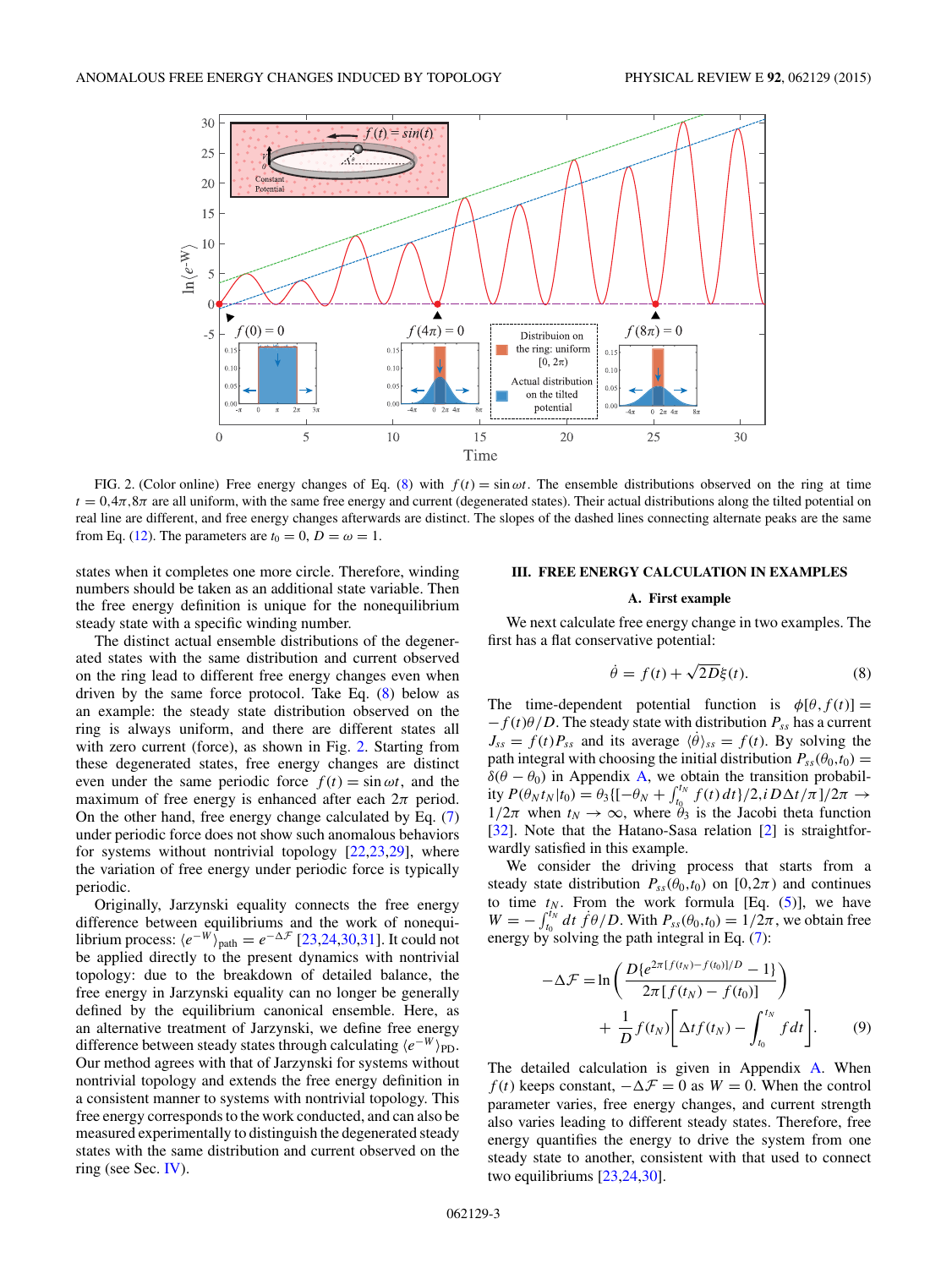FIG. 2. (Color online) Free energy changes of Eq. (8) with $f(t) = \sin \omega t$. The ensemble distributions observed on the ring at time $t = 0, 4\pi, 8\pi$ are all uniform, with the same free energy and current (degenerated states). Their actual distributions along the tilted potential on real line are different, and free energy changes afterwards are distinct. The slopes of the dashed lines connecting alternate peaks are the same from Eq. (12). The parameters are $t_0 = 0$, $D = \omega = 1$.

states when it completes one more circle. Therefore, winding numbers should be taken as an additional state variable. Then the free energy definition is unique for the nonequilibrium steady state with a specific winding number.

The distinct actual ensemble distributions of the degenerated states with the same distribution and current observed on the ring lead to different free energy changes even when driven by the same force protocol. Take Eq. (8) below as an example: the steady state distribution observed on the ring is always uniform, and there are different states all with zero current (force), as shown in Fig. 2. Starting from these degenerated states, free energy changes are distinct even under the same periodic force $f(t) = \sin \omega t$, and the maximum of free energy is enhanced after each $2\pi$ period. On the other hand, free energy change calculated by Eq. (7) under periodic force does not show such anomalous behaviors for systems without nontrivial topology [22,23,29], where the variation of free energy under periodic force is typically periodic.

Originally, Jarzynski equality connects the free energy difference between equilibriums and the work of nonequilibrium process: $\langle e^{-W} \rangle_{\text{path}} = e^{-\Delta \mathcal{F}}$ [23,24,30,31]. It could not be applied directly to the present dynamics with nontrivial topology: due to the breakdown of detailed balance, the free energy in Jarzynski equality can no longer be generally defined by the equilibrium canonical ensemble. Here, as an alternative treatment of Jarzynski, we define free energy difference between steady states through calculating $\langle e^{-W} \rangle_{\text{PD}}$. Our method agrees with that of Jarzynski for systems without nontrivial topology and extends the free energy definition in a consistent manner to systems with nontrivial topology. This free energy corresponds to the work conducted, and can also be measured experimentally to distinguish the degenerated steady states with the same distribution and current observed on the ring (see Sec. IV).

## III. FREE ENERGY CALCULATION IN EXAMPLES

### A. First example

We next calculate free energy change in two examples. The first has a flat conservative potential:

$$\dot{\theta} = f(t) + \sqrt{2D}\xi(t). \tag{8}$$

The time-dependent potential function is $\phi[\theta, f(t)] = -f(t)\theta/D$. The steady state with distribution $P_{ss}$ has a current $J_{ss} = f(t)P_{ss}$ and its average $\langle \dot{\theta} \rangle_{ss} = f(t)$. By solving the path integral with choosing the initial distribution $P_{ss}(\theta_0, t_0) = \delta(\theta - \theta_0)$ in Appendix A, we obtain the transition probability $P(\theta_N t_N | t_0) = \vartheta_3\{[-\theta_N + \int_{t_0}^{t_N} f(t)\,dt]/2, iD\Delta t/\pi\}/2\pi \to 1/2\pi$ when $t_N \to \infty$, where $\vartheta_3$ is the Jacobi theta function [32]. Note that the Hatano-Sasa relation [2] is straightforwardly satisfied in this example.

We consider the driving process that starts from a steady state distribution $P_{ss}(\theta_0, t_0)$ on $[0, 2\pi)$ and continues to time $t_N$. From the work formula [Eq. (5)], we have $W = -\int_{t_0}^{t_N} dt\, \dot{f}\theta/D$. With $P_{ss}(\theta_0, t_0) = 1/2\pi$, we obtain free energy by solving the path integral in Eq. (7):

$$-\Delta \mathcal{F} = \ln\left(\frac{D\{e^{2\pi[f(t_N) - f(t_0)]/D} - 1\}}{2\pi[f(t_N) - f(t_0)]}\right) + \frac{1}{D} f(t_N)\left[\Delta t f(t_N) - \int_{t_0}^{t_N} f\,dt\right]. \tag{9}$$

The detailed calculation is given in Appendix A. When $f(t)$ keeps constant, $-\Delta \mathcal{F} = 0$ as $W = 0$. When the control parameter varies, free energy changes, and current strength also varies leading to different steady states. Therefore, free energy quantifies the energy to drive the system from one steady state to another, consistent with that used to connect two equilibriums [23,24,30].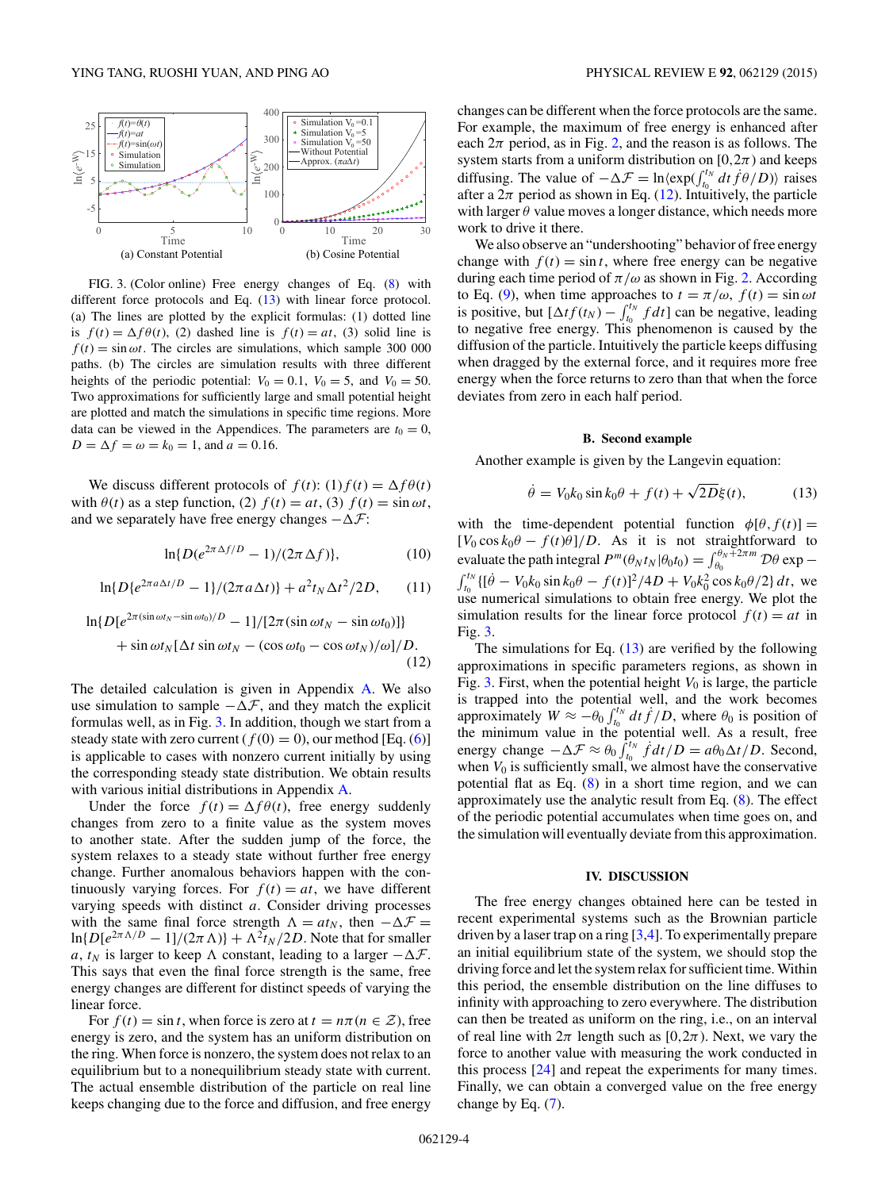FIG. 3. (Color online) Free energy changes of Eq. (8) with different force protocols and Eq. (13) with linear force protocol. (a) The lines are plotted by the explicit formulas: (1) dotted line is $f(t) = \Delta f \theta(t)$, (2) dashed line is $f(t) = at$, (3) solid line is $f(t) = \sin \omega t$. The circles are simulations, which sample 300 000 paths. (b) The circles are simulation results with three different heights of the periodic potential: $V_0 = 0.1$, $V_0 = 5$, and $V_0 = 50$. Two approximations for sufficiently large and small potential height are plotted and match the simulations in specific time regions. More data can be viewed in the Appendices. The parameters are $t_0 = 0$, $D = \Delta f = \omega = k_0 = 1$, and $a = 0.16$.

We discuss different protocols of $f(t)$: (1) $f(t) = \Delta f \theta(t)$ with $\theta(t)$ as a step function, (2) $f(t) = at$, (3) $f(t) = \sin \omega t$, and we separately have free energy changes $-\Delta \mathcal{F}$:

$$\ln\{D(e^{2\pi \Delta f/D} - 1)/(2\pi \Delta f)\}, \tag{10}$$

$$\ln\{D\{e^{2\pi a \Delta t/D} - 1\}/(2\pi a \Delta t)\} + a^2 t_N \Delta t^2/2D, \tag{11}$$

$$\ln\{D[e^{2\pi(\sin \omega t_N - \sin \omega t_0)/D} - 1]/[2\pi(\sin \omega t_N - \sin \omega t_0)]\}$$
$$+ \sin \omega t_N [\Delta t \sin \omega t_N - (\cos \omega t_0 - \cos \omega t_N)/\omega]/D. \tag{12}$$

The detailed calculation is given in Appendix A. We also use simulation to sample $-\Delta \mathcal{F}$, and they match the explicit formulas well, as in Fig. 3. In addition, though we start from a steady state with zero current ($f(0) = 0$), our method [Eq. (6)] is applicable to cases with nonzero current initially by using the corresponding steady state distribution. We obtain results with various initial distributions in Appendix A.

Under the force $f(t) = \Delta f \theta(t)$, free energy suddenly changes from zero to a finite value as the system moves to another state. After the sudden jump of the force, the system relaxes to a steady state without further free energy change. Further anomalous behaviors happen with the continuously varying forces. For $f(t) = at$, we have different varying speeds with distinct $a$. Consider driving processes with the same final force strength $\Lambda = at_N$, then $-\Delta \mathcal{F} = \ln\{D[e^{2\pi \Lambda/D} - 1]/(2\pi \Lambda)\} + \Lambda^2 t_N/2D$. Note that for smaller $a$, $t_N$ is larger to keep $\Lambda$ constant, leading to a larger $-\Delta \mathcal{F}$. This says that even the final force strength is the same, free energy changes are different for distinct speeds of varying the linear force.

For $f(t) = \sin t$, when force is zero at $t = n\pi (n \in \mathcal{Z})$, free energy is zero, and the system has an uniform distribution on the ring. When force is nonzero, the system does not relax to an equilibrium but to a nonequilibrium steady state with current. The actual ensemble distribution of the particle on real line keeps changing due to the force and diffusion, and free energy changes can be different when the force protocols are the same. For example, the maximum of free energy is enhanced after each $2\pi$ period, as in Fig. 2, and the reason is as follows. The system starts from a uniform distribution on $[0, 2\pi)$ and keeps diffusing. The value of $-\Delta \mathcal{F} = \ln \langle \exp(\int_{t_0}^{t_N} dt \dot{f} \theta / D) \rangle$ raises after a $2\pi$ period as shown in Eq. (12). Intuitively, the particle with larger $\theta$ value moves a longer distance, which needs more work to drive it there.

We also observe an "undershooting" behavior of free energy change with $f(t) = \sin t$, where free energy can be negative during each time period of $\pi/\omega$ as shown in Fig. 2. According to Eq. (9), when time approaches to $t = \pi/\omega$, $f(t) = \sin \omega t$ is positive, but $[\Delta t f(t_N) - \int_{t_0}^{t_N} f dt]$ can be negative, leading to negative free energy. This phenomenon is caused by the diffusion of the particle. Intuitively the particle keeps diffusing when dragged by the external force, and it requires more free energy when the force returns to zero than that when the force deviates from zero in each half period.

### B. Second example

Another example is given by the Langevin equation:

$$\dot{\theta} = V_0 k_0 \sin k_0 \theta + f(t) + \sqrt{2D} \xi(t), \tag{13}$$

with the time-dependent potential function $\phi[\theta, f(t)] = [V_0 \cos k_0 \theta - f(t)\theta]/D$. As it is not straightforward to evaluate the path integral $P^m(\theta_N t_N | \theta_0 t_0) = \int_{\theta_0}^{\theta_N + 2\pi m} \mathcal{D}\theta \exp - \int_{t_0}^{t_N} \{[\dot{\theta} - V_0 k_0 \sin k_0 \theta - f(t)]^2/4D + V_0 k_0^2 \cos k_0 \theta/2\} dt$, we use numerical simulations to obtain free energy. We plot the simulation results for the linear force protocol $f(t) = at$ in Fig. 3.

The simulations for Eq. (13) are verified by the following approximations in specific parameters regions, as shown in Fig. 3. First, when the potential height $V_0$ is large, the particle is trapped into the potential well, and the work becomes approximately $W \approx -\theta_0 \int_{t_0}^{t_N} dt \dot{f}/D$, where $\theta_0$ is position of the minimum value in the potential well. As a result, free energy change $-\Delta \mathcal{F} \approx \theta_0 \int_{t_0}^{t_N} \dot{f} dt/D = a\theta_0 \Delta t/D$. Second, when $V_0$ is sufficiently small, we almost have the conservative potential flat as Eq. (8) in a short time region, and we can approximately use the analytic result from Eq. (8). The effect of the periodic potential accumulates when time goes on, and the simulation will eventually deviate from this approximation.

## IV. DISCUSSION

The free energy changes obtained here can be tested in recent experimental systems such as the Brownian particle driven by a laser trap on a ring [3,4]. To experimentally prepare an initial equilibrium state of the system, we should stop the driving force and let the system relax for sufficient time. Within this period, the ensemble distribution on the line diffuses to infinity with approaching to zero everywhere. The distribution can then be treated as uniform on the ring, i.e., on an interval of real line with $2\pi$ length such as $[0, 2\pi)$. Next, we vary the force to another value with measuring the work conducted in this process [24] and repeat the experiments for many times. Finally, we can obtain a converged value on the free energy change by Eq. (7).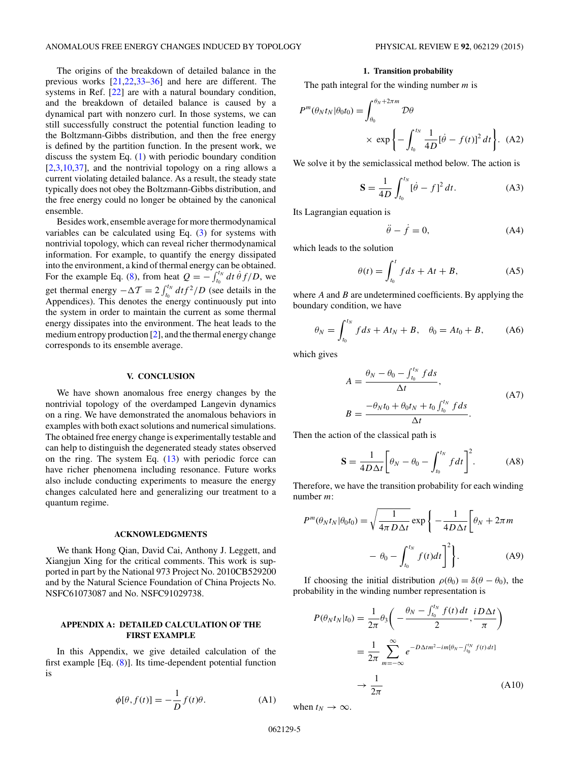The origins of the breakdown of detailed balance in the previous works [21,22,33–36] and here are different. The systems in Ref. [22] are with a natural boundary condition, and the breakdown of detailed balance is caused by a dynamical part with nonzero curl. In those systems, we can still successfully construct the potential function leading to the Boltzmann-Gibbs distribution, and then the free energy is defined by the partition function. In the present work, we discuss the system Eq. (1) with periodic boundary condition [2,3,10,37], and the nontrivial topology on a ring allows a current violating detailed balance. As a result, the steady state typically does not obey the Boltzmann-Gibbs distribution, and the free energy could no longer be obtained by the canonical ensemble.

Besides work, ensemble average for more thermodynamical variables can be calculated using Eq. (3) for systems with nontrivial topology, which can reveal richer thermodynamical information. For example, to quantify the energy dissipated into the environment, a kind of thermal energy can be obtained. For the example Eq. (8), from heat $Q = -\int_{t_0}^{t_N} dt\,\dot\theta\, f/D$, we get thermal energy $-\Delta\mathcal{T} = 2\int_{t_0}^{t_N} dt f^2/D$ (see details in the Appendices). This denotes the energy continuously put into the system in order to maintain the current as some thermal energy dissipates into the environment. The heat leads to the medium entropy production [2], and the thermal energy change corresponds to its ensemble average.

## V. CONCLUSION

We have shown anomalous free energy changes by the nontrivial topology of the overdamped Langevin dynamics on a ring. We have demonstrated the anomalous behaviors in examples with both exact solutions and numerical simulations. The obtained free energy change is experimentally testable and can help to distinguish the degenerated steady states observed on the ring. The system Eq. (13) with periodic force can have richer phenomena including resonance. Future works also include conducting experiments to measure the energy changes calculated here and generalizing our treatment to a quantum regime.

## ACKNOWLEDGMENTS

We thank Hong Qian, David Cai, Anthony J. Leggett, and Xiangjun Xing for the critical comments. This work is supported in part by the National 973 Project No. 2010CB529200 and by the Natural Science Foundation of China Projects No. NSFC61073087 and No. NSFC91029738.

## APPENDIX A: DETAILED CALCULATION OF THE FIRST EXAMPLE

In this Appendix, we give detailed calculation of the first example [Eq. (8)]. Its time-dependent potential function is

$$\phi[\theta, f(t)] = -\frac{1}{D} f(t)\theta. \tag{A1}$$

### 1. Transition probability

The path integral for the winding number $m$ is

$$P^m(\theta_N t_N|\theta_0 t_0) = \int_{\theta_0}^{\theta_N + 2\pi m} \mathcal{D}\theta \times \exp\left\{-\int_{t_0}^{t_N} \frac{1}{4D}[\dot\theta - f(t)]^2\, dt\right\}. \tag{A2}$$

We solve it by the semiclassical method below. The action is

$$\mathbf{S} = \frac{1}{4D}\int_{t_0}^{t_N} [\dot\theta - f]^2\, dt. \tag{A3}$$

Its Lagrangian equation is

$$\ddot\theta - \dot f = 0, \tag{A4}$$

which leads to the solution

$$\theta(t) = \int_{t_0}^{t} f ds + At + B, \tag{A5}$$

where $A$ and $B$ are undetermined coefficients. By applying the boundary condition, we have

$$\theta_N = \int_{t_0}^{t_N} f ds + At_N + B, \quad \theta_0 = At_0 + B, \tag{A6}$$

which gives

$$A = \frac{\theta_N - \theta_0 - \int_{t_0}^{t_N} f ds}{\Delta t}, \qquad B = \frac{-\theta_N t_0 + \theta_0 t_N + t_0\int_{t_0}^{t_N} f ds}{\Delta t}. \tag{A7}$$

Then the action of the classical path is

$$\mathbf{S} = \frac{1}{4D\Delta t}\left[\theta_N - \theta_0 - \int_{t_0}^{t_N} f dt\right]^2. \tag{A8}$$

Therefore, we have the transition probability for each winding number $m$:

$$P^m(\theta_N t_N|\theta_0 t_0) = \sqrt{\frac{1}{4\pi D\Delta t}} \exp\left\{-\frac{1}{4D\Delta t}\left[\theta_N + 2\pi m - \theta_0 - \int_{t_0}^{t_N} f(t)dt\right]^2\right\}. \tag{A9}$$

If choosing the initial distribution $\rho(\theta_0) = \delta(\theta - \theta_0)$, the probability in the winding number representation is

$$\begin{aligned} P(\theta_N t_N|t_0) &= \frac{1}{2\pi}\theta_3\left(-\frac{\theta_N - \int_{t_0}^{t_N} f(t)\,dt}{2}, \frac{iD\Delta t}{\pi}\right) \\ &= \frac{1}{2\pi}\sum_{m=-\infty}^{\infty} e^{-D\Delta t m^2 - im[\theta_N - \int_{t_0}^{t_N} f(t)\,dt]} \\ &\to \frac{1}{2\pi} \end{aligned} \tag{A10}$$

when $t_N \to \infty$.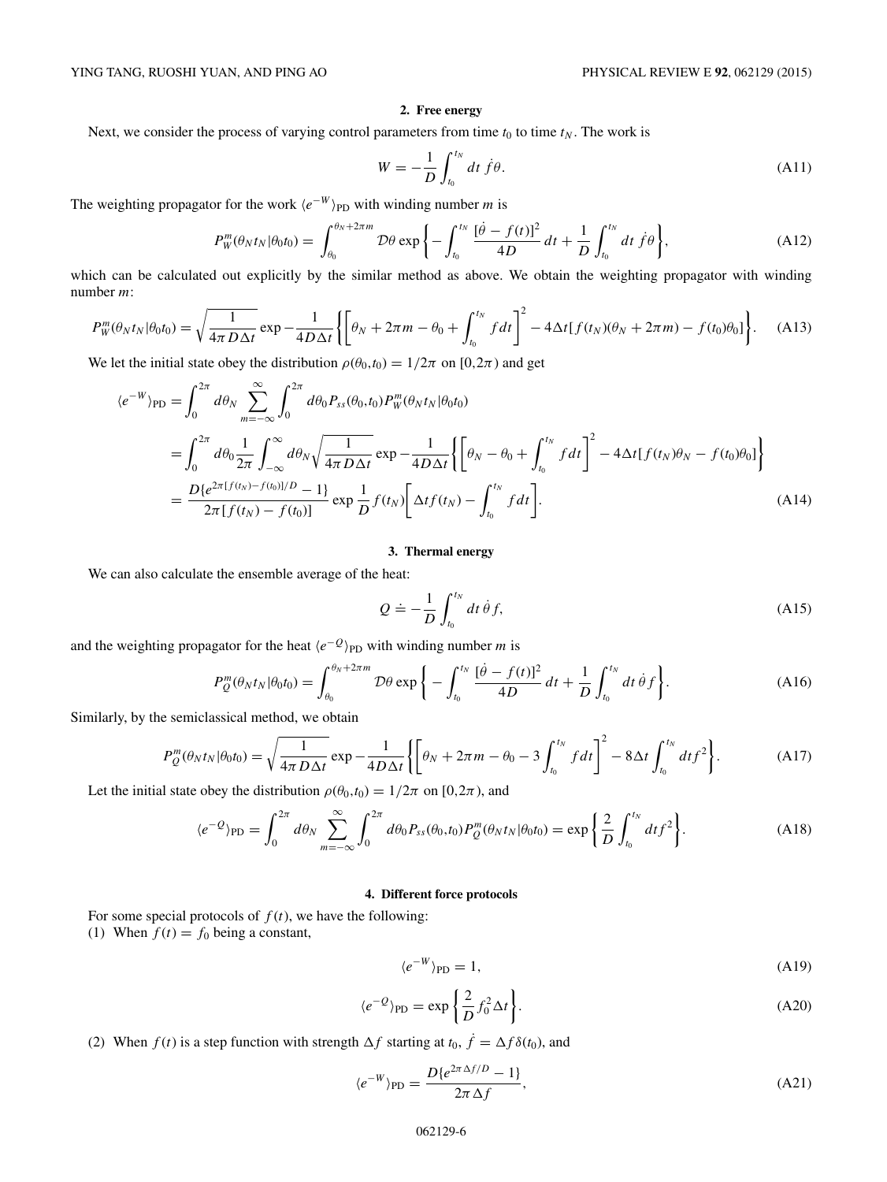### 2. Free energy

Next, we consider the process of varying control parameters from time $t_0$ to time $t_N$. The work is

$$W = -\frac{1}{D}\int_{t_0}^{t_N} dt\, \dot{f}\theta. \tag{A11}$$

The weighting propagator for the work $\langle e^{-W}\rangle_{\rm PD}$ with winding number $m$ is

$$P_W^m(\theta_N t_N|\theta_0 t_0) = \int_{\theta_0}^{\theta_N+2\pi m} \mathcal{D}\theta \exp\left\{-\int_{t_0}^{t_N} \frac{[\dot{\theta}-f(t)]^2}{4D}\,dt + \frac{1}{D}\int_{t_0}^{t_N} dt\,\dot{f}\theta\right\}, \tag{A12}$$

which can be calculated out explicitly by the similar method as above. We obtain the weighting propagator with winding number $m$:

$$P_W^m(\theta_N t_N|\theta_0 t_0) = \sqrt{\frac{1}{4\pi D\Delta t}}\exp -\frac{1}{4D\Delta t}\left\{\left[\theta_N + 2\pi m - \theta_0 + \int_{t_0}^{t_N} f dt\right]^2 - 4\Delta t[f(t_N)(\theta_N+2\pi m) - f(t_0)\theta_0]\right\}. \tag{A13}$$

We let the initial state obey the distribution $\rho(\theta_0,t_0) = 1/2\pi$ on $[0,2\pi)$ and get

$$\begin{aligned}
\langle e^{-W}\rangle_{\rm PD} &= \int_0^{2\pi} d\theta_N \sum_{m=-\infty}^{\infty}\int_0^{2\pi} d\theta_0 P_{ss}(\theta_0,t_0)P_W^m(\theta_N t_N|\theta_0 t_0)\\
&= \int_0^{2\pi} d\theta_0 \frac{1}{2\pi}\int_{-\infty}^{\infty} d\theta_N \sqrt{\frac{1}{4\pi D\Delta t}}\exp -\frac{1}{4D\Delta t}\left\{\left[\theta_N - \theta_0 + \int_{t_0}^{t_N} f dt\right]^2 - 4\Delta t[f(t_N)\theta_N - f(t_0)\theta_0]\right\}\\
&= \frac{D\{e^{2\pi[f(t_N)-f(t_0)]/D}-1\}}{2\pi[f(t_N)-f(t_0)]}\exp\frac{1}{D}f(t_N)\left[\Delta t f(t_N) - \int_{t_0}^{t_N} f dt\right].
\end{aligned} \tag{A14}$$

### 3. Thermal energy

We can also calculate the ensemble average of the heat:

$$Q \doteq -\frac{1}{D}\int_{t_0}^{t_N} dt\,\dot{\theta} f, \tag{A15}$$

and the weighting propagator for the heat $\langle e^{-Q}\rangle_{\rm PD}$ with winding number $m$ is

$$P_Q^m(\theta_N t_N|\theta_0 t_0) = \int_{\theta_0}^{\theta_N+2\pi m} \mathcal{D}\theta \exp\left\{-\int_{t_0}^{t_N} \frac{[\dot{\theta}-f(t)]^2}{4D}\,dt + \frac{1}{D}\int_{t_0}^{t_N} dt\,\dot{\theta} f\right\}. \tag{A16}$$

Similarly, by the semiclassical method, we obtain

$$P_Q^m(\theta_N t_N|\theta_0 t_0) = \sqrt{\frac{1}{4\pi D\Delta t}}\exp -\frac{1}{4D\Delta t}\left\{\left[\theta_N + 2\pi m - \theta_0 - 3\int_{t_0}^{t_N} f dt\right]^2 - 8\Delta t\int_{t_0}^{t_N} dt f^2\right\}. \tag{A17}$$

Let the initial state obey the distribution $\rho(\theta_0,t_0) = 1/2\pi$ on $[0,2\pi)$, and

$$\langle e^{-Q}\rangle_{\rm PD} = \int_0^{2\pi} d\theta_N \sum_{m=-\infty}^{\infty}\int_0^{2\pi} d\theta_0 P_{ss}(\theta_0,t_0)P_Q^m(\theta_N t_N|\theta_0 t_0) = \exp\left\{\frac{2}{D}\int_{t_0}^{t_N} dt f^2\right\}. \tag{A18}$$

### 4. Different force protocols

For some special protocols of $f(t)$, we have the following:

(1) When $f(t) = f_0$ being a constant,

$$\langle e^{-W}\rangle_{\rm PD} = 1, \tag{A19}$$

$$\langle e^{-Q}\rangle_{\rm PD} = \exp\left\{\frac{2}{D}f_0^2\Delta t\right\}. \tag{A20}$$

(2) When $f(t)$ is a step function with strength $\Delta f$ starting at $t_0$, $\dot{f} = \Delta f\,\delta(t_0)$, and

$$\langle e^{-W}\rangle_{\rm PD} = \frac{D\{e^{2\pi\Delta f/D}-1\}}{2\pi\Delta f}, \tag{A21}$$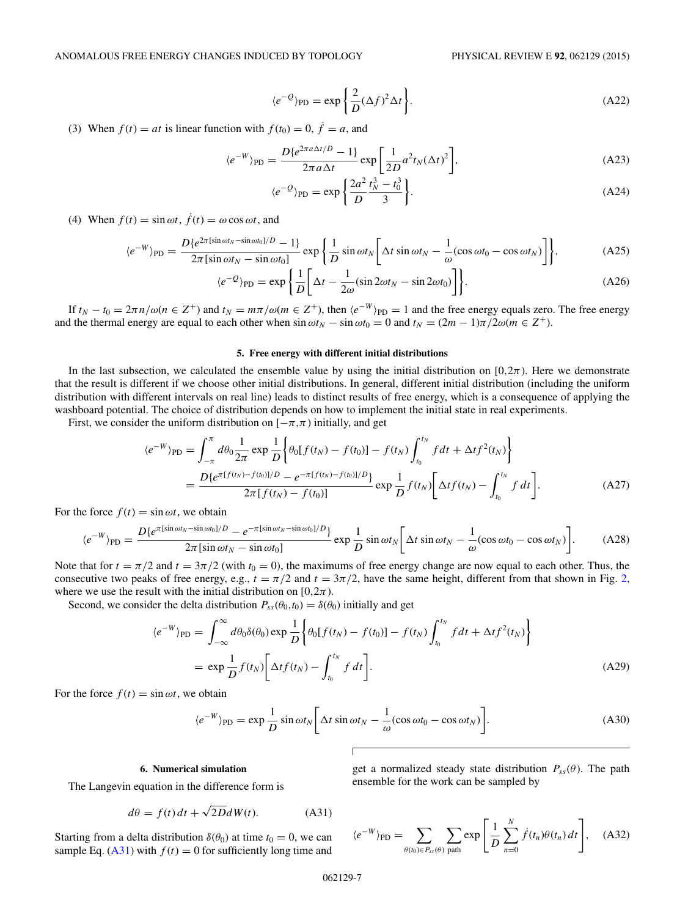$$\langle e^{-Q}\rangle_{\rm PD} = \exp\left\{\frac{2}{D}(\Delta f)^2\Delta t\right\}. \tag{A22}$$

(3) When $f(t) = at$ is linear function with $f(t_0) = 0$, $\dot{f} = a$, and

$$\langle e^{-W}\rangle_{\rm PD} = \frac{D\{e^{2\pi a\Delta t/D} - 1\}}{2\pi a\Delta t}\exp\left[\frac{1}{2D}a^2 t_N(\Delta t)^2\right], \tag{A23}$$

$$\langle e^{-Q}\rangle_{\rm PD} = \exp\left\{\frac{2a^2}{D}\frac{t_N^3 - t_0^3}{3}\right\}. \tag{A24}$$

(4) When $f(t) = \sin\omega t$, $\dot{f}(t) = \omega\cos\omega t$, and

$$\langle e^{-W}\rangle_{\rm PD} = \frac{D\{e^{2\pi[\sin\omega t_N - \sin\omega t_0]/D} - 1\}}{2\pi[\sin\omega t_N - \sin\omega t_0]}\exp\left\{\frac{1}{D}\sin\omega t_N\left[\Delta t\sin\omega t_N - \frac{1}{\omega}(\cos\omega t_0 - \cos\omega t_N)\right]\right\}, \tag{A25}$$

$$\langle e^{-Q}\rangle_{\rm PD} = \exp\left\{\frac{1}{D}\left[\Delta t - \frac{1}{2\omega}(\sin 2\omega t_N - \sin 2\omega t_0)\right]\right\}. \tag{A26}$$

If $t_N - t_0 = 2\pi n/\omega (n \in Z^+)$ and $t_N = m\pi/\omega (m \in Z^+)$, then $\langle e^{-W}\rangle_{\rm PD} = 1$ and the free energy equals zero. The free energy and the thermal energy are equal to each other when $\sin\omega t_N - \sin\omega t_0 = 0$ and $t_N = (2m-1)\pi/2\omega (m \in Z^+)$.

### 5. Free energy with different initial distributions

In the last subsection, we calculated the ensemble value by using the initial distribution on $[0,2\pi)$. Here we demonstrate that the result is different if we choose other initial distributions. In general, different initial distribution (including the uniform distribution with different intervals on real line) leads to distinct results of free energy, which is a consequence of applying the washboard potential. The choice of distribution depends on how to implement the initial state in real experiments.

First, we consider the uniform distribution on $[-\pi,\pi)$ initially, and get

$$\begin{aligned}
\langle e^{-W}\rangle_{\rm PD} &= \int_{-\pi}^{\pi} d\theta_0 \frac{1}{2\pi}\exp\frac{1}{D}\left\{\theta_0[f(t_N) - f(t_0)] - f(t_N)\int_{t_0}^{t_N} f\,dt + \Delta t f^2(t_N)\right\} \\
&= \frac{D\{e^{\pi[f(t_N)-f(t_0)]/D} - e^{-\pi[f(t_N)-f(t_0)]/D}\}}{2\pi[f(t_N) - f(t_0)]}\exp\frac{1}{D}f(t_N)\left[\Delta t f(t_N) - \int_{t_0}^{t_N} f\,dt\right].
\end{aligned} \tag{A27}$$

For the force $f(t) = \sin\omega t$, we obtain

$$\langle e^{-W}\rangle_{\rm PD} = \frac{D\{e^{\pi[\sin\omega t_N - \sin\omega t_0]/D} - e^{-\pi[\sin\omega t_N - \sin\omega t_0]/D}\}}{2\pi[\sin\omega t_N - \sin\omega t_0]}\exp\frac{1}{D}\sin\omega t_N\left[\Delta t\sin\omega t_N - \frac{1}{\omega}(\cos\omega t_0 - \cos\omega t_N)\right]. \tag{A28}$$

Note that for $t = \pi/2$ and $t = 3\pi/2$ (with $t_0 = 0$), the maximums of free energy change are now equal to each other. Thus, the consecutive two peaks of free energy, e.g., $t = \pi/2$ and $t = 3\pi/2$, have the same height, different from that shown in Fig. 2, where we use the result with the initial distribution on $[0,2\pi)$.

Second, we consider the delta distribution $P_{ss}(\theta_0,t_0) = \delta(\theta_0)$ initially and get

$$\begin{aligned}
\langle e^{-W}\rangle_{\rm PD} &= \int_{-\infty}^{\infty} d\theta_0\delta(\theta_0)\exp\frac{1}{D}\left\{\theta_0[f(t_N) - f(t_0)] - f(t_N)\int_{t_0}^{t_N} f\,dt + \Delta t f^2(t_N)\right\} \\
&= \exp\frac{1}{D}f(t_N)\left[\Delta t f(t_N) - \int_{t_0}^{t_N} f\,dt\right].
\end{aligned} \tag{A29}$$

For the force $f(t) = \sin\omega t$, we obtain

$$\langle e^{-W}\rangle_{\rm PD} = \exp\frac{1}{D}\sin\omega t_N\left[\Delta t\sin\omega t_N - \frac{1}{\omega}(\cos\omega t_0 - \cos\omega t_N)\right]. \tag{A30}$$

### 6. Numerical simulation

The Langevin equation in the difference form is

$$d\theta = f(t)\,dt + \sqrt{2D}dW(t). \tag{A31}$$

Starting from a delta distribution $\delta(\theta_0)$ at time $t_0 = 0$, we can sample Eq. (A31) with $f(t) = 0$ for sufficiently long time and get a normalized steady state distribution $P_{ss}(\theta)$. The path ensemble for the work can be sampled by

$$\langle e^{-W}\rangle_{\rm PD} = \sum_{\theta(t_0)\in P_{ss}(\theta)}\sum_{\rm path}\exp\left[\frac{1}{D}\sum_{n=0}^{N}\dot{f}(t_n)\theta(t_n)\,dt\right], \tag{A32}$$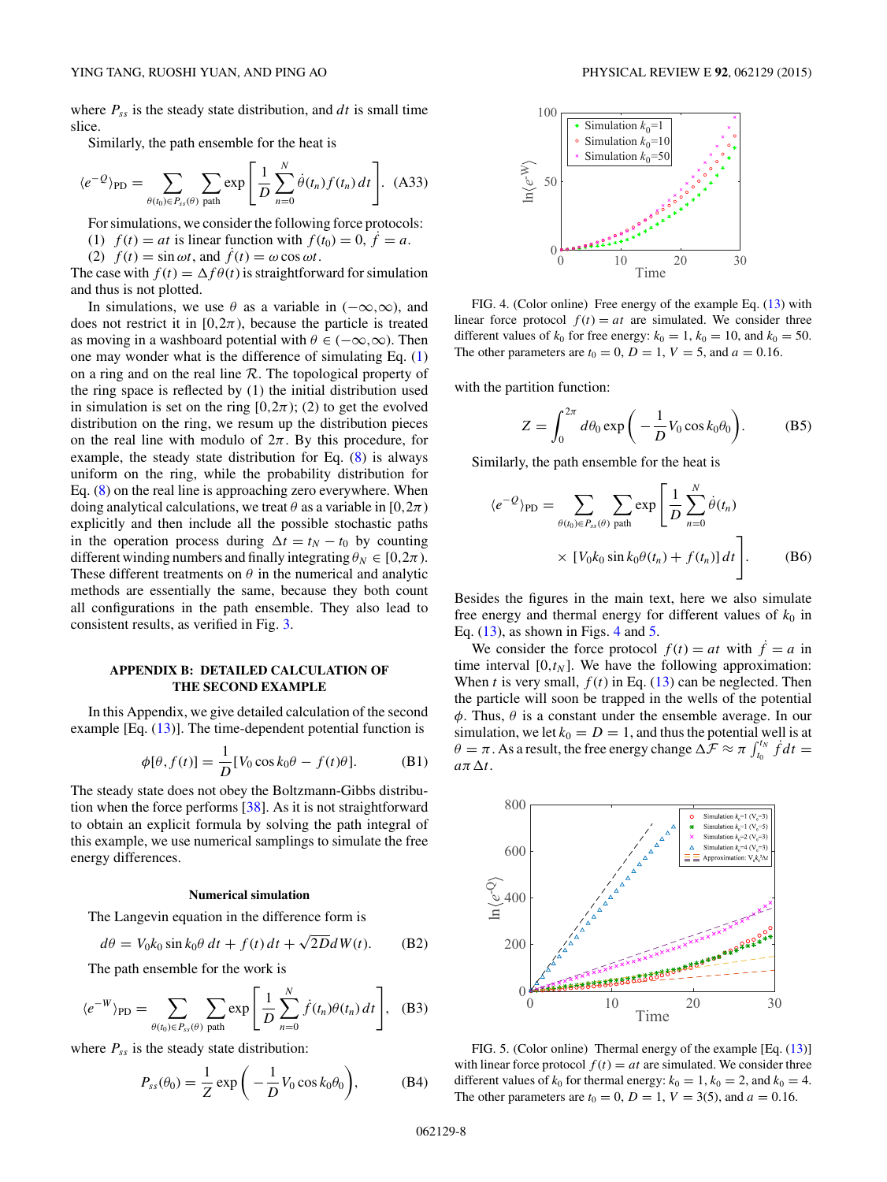where $P_{ss}$ is the steady state distribution, and $dt$ is small time slice.

Similarly, the path ensemble for the heat is

$$\langle e^{-Q}\rangle_{\rm PD} = \sum_{\theta(t_0)\in P_{ss}(\theta)} \sum_{\rm path} \exp\left[\frac{1}{D}\sum_{n=0}^{N}\dot{\theta}(t_n) f(t_n)\, dt\right]. \quad \text{(A33)}$$

For simulations, we consider the following force protocols:

(1) $f(t) = at$ is linear function with $f(t_0) = 0$, $\dot{f} = a$.

(2) $f(t) = \sin\omega t$, and $\dot{f}(t) = \omega\cos\omega t$.

The case with $f(t) = \Delta f \theta(t)$ is straightforward for simulation and thus is not plotted.

In simulations, we use $\theta$ as a variable in $(-\infty,\infty)$, and does not restrict it in $[0,2\pi)$, because the particle is treated as moving in a washboard potential with $\theta \in (-\infty,\infty)$. Then one may wonder what is the difference of simulating Eq. (1) on a ring and on the real line $\mathcal{R}$. The topological property of the ring space is reflected by (1) the initial distribution used in simulation is set on the ring $[0,2\pi)$; (2) to get the evolved distribution on the ring, we resum up the distribution pieces on the real line with modulo of $2\pi$. By this procedure, for example, the steady state distribution for Eq. (8) is always uniform on the ring, while the probability distribution for Eq. (8) on the real line is approaching zero everywhere. When doing analytical calculations, we treat $\theta$ as a variable in $[0,2\pi)$ explicitly and then include all the possible stochastic paths in the operation process during $\Delta t = t_N - t_0$ by counting different winding numbers and finally integrating $\theta_N \in [0,2\pi)$. These different treatments on $\theta$ in the numerical and analytic methods are essentially the same, because they both count all configurations in the path ensemble. They also lead to consistent results, as verified in Fig. 3.

## APPENDIX B: DETAILED CALCULATION OF THE SECOND EXAMPLE

In this Appendix, we give detailed calculation of the second example [Eq. (13)]. The time-dependent potential function is

$$\phi[\theta, f(t)] = \frac{1}{D}[V_0\cos k_0\theta - f(t)\theta]. \quad \text{(B1)}$$

The steady state does not obey the Boltzmann-Gibbs distribution when the force performs [38]. As it is not straightforward to obtain an explicit formula by solving the path integral of this example, we use numerical samplings to simulate the free energy differences.

### Numerical simulation

The Langevin equation in the difference form is

$$d\theta = V_0 k_0 \sin k_0\theta\, dt + f(t)\, dt + \sqrt{2D} dW(t). \quad \text{(B2)}$$

The path ensemble for the work is

$$\langle e^{-W}\rangle_{\rm PD} = \sum_{\theta(t_0)\in P_{ss}(\theta)} \sum_{\rm path} \exp\left[\frac{1}{D}\sum_{n=0}^{N}\dot{f}(t_n)\theta(t_n)\, dt\right], \quad \text{(B3)}$$

where $P_{ss}$ is the steady state distribution:

$$P_{ss}(\theta_0) = \frac{1}{Z}\exp\left(-\frac{1}{D}V_0\cos k_0\theta_0\right), \quad \text{(B4)}$$

FIG. 4. (Color online) Free energy of the example Eq. (13) with linear force protocol $f(t) = at$ are simulated. We consider three different values of $k_0$ for free energy: $k_0 = 1$, $k_0 = 10$, and $k_0 = 50$. The other parameters are $t_0 = 0$, $D = 1$, $V = 5$, and $a = 0.16$.

with the partition function:

$$Z = \int_0^{2\pi} d\theta_0 \exp\left(-\frac{1}{D}V_0\cos k_0\theta_0\right). \quad \text{(B5)}$$

Similarly, the path ensemble for the heat is

$$\langle e^{-Q}\rangle_{\rm PD} = \sum_{\theta(t_0)\in P_{ss}(\theta)} \sum_{\rm path} \exp\left[\frac{1}{D}\sum_{n=0}^{N}\dot{\theta}(t_n) \times [V_0 k_0 \sin k_0\theta(t_n) + f(t_n)]\, dt\right]. \quad \text{(B6)}$$

Besides the figures in the main text, here we also simulate free energy and thermal energy for different values of $k_0$ in Eq. (13), as shown in Figs. 4 and 5.

We consider the force protocol $f(t) = at$ with $\dot{f} = a$ in time interval $[0,t_N]$. We have the following approximation: When $t$ is very small, $f(t)$ in Eq. (13) can be neglected. Then the particle will soon be trapped in the wells of the potential $\phi$. Thus, $\theta$ is a constant under the ensemble average. In our simulation, we let $k_0 = D = 1$, and thus the potential well is at $\theta = \pi$. As a result, the free energy change $\Delta\mathcal{F} \approx \pi\int_{t_0}^{t_N}\dot{f}dt = a\pi\Delta t$.

FIG. 5. (Color online) Thermal energy of the example [Eq. (13)] with linear force protocol $f(t) = at$ are simulated. We consider three different values of $k_0$ for thermal energy: $k_0 = 1$, $k_0 = 2$, and $k_0 = 4$. The other parameters are $t_0 = 0$, $D = 1$, $V = 3(5)$, and $a = 0.16$.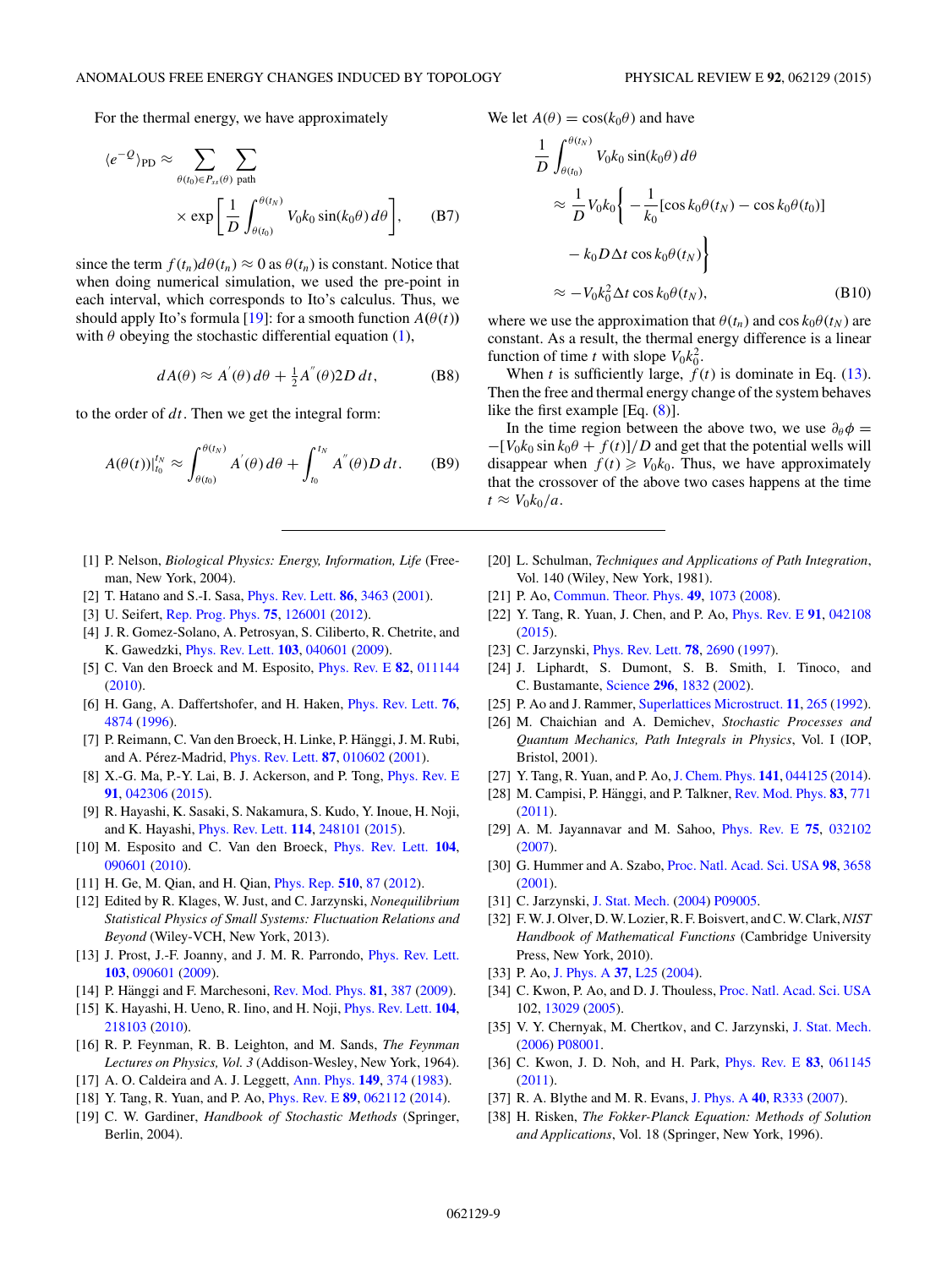For the thermal energy, we have approximately

$$\langle e^{-Q}\rangle_{\rm PD} \approx \sum_{\theta(t_0)\in P_{ss}(\theta)} \sum_{\rm path} \times \exp\left[\frac{1}{D}\int_{\theta(t_0)}^{\theta(t_N)} V_0 k_0 \sin(k_0\theta)\, d\theta\right], \tag{B7}$$

since the term $f(t_n)d\theta(t_n) \approx 0$ as $\theta(t_n)$ is constant. Notice that when doing numerical simulation, we used the pre-point in each interval, which corresponds to Ito's calculus. Thus, we should apply Ito's formula [19]: for a smooth function $A(\theta(t))$ with $\theta$ obeying the stochastic differential equation (1),

$$dA(\theta) \approx A^{'}(\theta)\, d\theta + \tfrac{1}{2}A^{''}(\theta) 2D\, dt, \tag{B8}$$

to the order of $dt$. Then we get the integral form:

$$A(\theta(t))|_{t_0}^{t_N} \approx \int_{\theta(t_0)}^{\theta(t_N)} A^{'}(\theta)\, d\theta + \int_{t_0}^{t_N} A^{''}(\theta) D\, dt. \tag{B9}$$

We let $A(\theta) = \cos(k_0\theta)$ and have

$$\begin{aligned}
\frac{1}{D}&\int_{\theta(t_0)}^{\theta(t_N)} V_0 k_0 \sin(k_0\theta)\, d\theta \\
&\approx \frac{1}{D}V_0 k_0 \bigg\{ -\frac{1}{k_0}[\cos k_0\theta(t_N) - \cos k_0\theta(t_0)] \\
&\quad - k_0 D \Delta t \cos k_0\theta(t_N)\bigg\} \\
&\approx -V_0 k_0^2 \Delta t \cos k_0\theta(t_N),
\end{aligned} \tag{B10}$$

where we use the approximation that $\theta(t_n)$ and $\cos k_0\theta(t_N)$ are constant. As a result, the thermal energy difference is a linear function of time $t$ with slope $V_0 k_0^2$.

When $t$ is sufficiently large, $f(t)$ is dominate in Eq. (13). Then the free and thermal energy change of the system behaves like the first example [Eq. (8)].

In the time region between the above two, we use $\partial_\theta \phi = -[V_0 k_0 \sin k_0\theta + f(t)]/D$ and get that the potential wells will disappear when $f(t) \geqslant V_0 k_0$. Thus, we have approximately that the crossover of the above two cases happens at the time $t \approx V_0 k_0/a$.

---

[1] P. Nelson, *Biological Physics: Energy, Information, Life* (Freeman, New York, 2004).

[2] T. Hatano and S.-I. Sasa, Phys. Rev. Lett. **86**, 3463 (2001).

[3] U. Seifert, Rep. Prog. Phys. **75**, 126001 (2012).

[4] J. R. Gomez-Solano, A. Petrosyan, S. Ciliberto, R. Chetrite, and K. Gawedzki, Phys. Rev. Lett. **103**, 040601 (2009).

[5] C. Van den Broeck and M. Esposito, Phys. Rev. E **82**, 011144 (2010).

[6] H. Gang, A. Daffertshofer, and H. Haken, Phys. Rev. Lett. **76**, 4874 (1996).

[7] P. Reimann, C. Van den Broeck, H. Linke, P. Hänggi, J. M. Rubi, and A. Pérez-Madrid, Phys. Rev. Lett. **87**, 010602 (2001).

[8] X.-G. Ma, P.-Y. Lai, B. J. Ackerson, and P. Tong, Phys. Rev. E **91**, 042306 (2015).

[9] R. Hayashi, K. Sasaki, S. Nakamura, S. Kudo, Y. Inoue, H. Noji, and K. Hayashi, Phys. Rev. Lett. **114**, 248101 (2015).

[10] M. Esposito and C. Van den Broeck, Phys. Rev. Lett. **104**, 090601 (2010).

[11] H. Ge, M. Qian, and H. Qian, Phys. Rep. **510**, 87 (2012).

[12] Edited by R. Klages, W. Just, and C. Jarzynski, *Nonequilibrium Statistical Physics of Small Systems: Fluctuation Relations and Beyond* (Wiley-VCH, New York, 2013).

[13] J. Prost, J.-F. Joanny, and J. M. R. Parrondo, Phys. Rev. Lett. **103**, 090601 (2009).

[14] P. Hänggi and F. Marchesoni, Rev. Mod. Phys. **81**, 387 (2009).

[15] K. Hayashi, H. Ueno, R. Iino, and H. Noji, Phys. Rev. Lett. **104**, 218103 (2010).

[16] R. P. Feynman, R. B. Leighton, and M. Sands, *The Feynman Lectures on Physics, Vol. 3* (Addison-Wesley, New York, 1964).

[17] A. O. Caldeira and A. J. Leggett, Ann. Phys. **149**, 374 (1983).

[18] Y. Tang, R. Yuan, and P. Ao, Phys. Rev. E **89**, 062112 (2014).

[19] C. W. Gardiner, *Handbook of Stochastic Methods* (Springer, Berlin, 2004).

[20] L. Schulman, *Techniques and Applications of Path Integration*, Vol. 140 (Wiley, New York, 1981).

[21] P. Ao, Commun. Theor. Phys. **49**, 1073 (2008).

[22] Y. Tang, R. Yuan, J. Chen, and P. Ao, Phys. Rev. E **91**, 042108 (2015).

[23] C. Jarzynski, Phys. Rev. Lett. **78**, 2690 (1997).

[24] J. Liphardt, S. Dumont, S. B. Smith, I. Tinoco, and C. Bustamante, Science **296**, 1832 (2002).

[25] P. Ao and J. Rammer, Superlattices Microstruct. **11**, 265 (1992).

[26] M. Chaichian and A. Demichev, *Stochastic Processes and Quantum Mechanics, Path Integrals in Physics*, Vol. I (IOP, Bristol, 2001).

[27] Y. Tang, R. Yuan, and P. Ao, J. Chem. Phys. **141**, 044125 (2014).

[28] M. Campisi, P. Hänggi, and P. Talkner, Rev. Mod. Phys. **83**, 771 (2011).

[29] A. M. Jayannavar and M. Sahoo, Phys. Rev. E **75**, 032102 (2007).

[30] G. Hummer and A. Szabo, Proc. Natl. Acad. Sci. USA **98**, 3658 (2001).

[31] C. Jarzynski, J. Stat. Mech. (2004) P09005.

[32] F. W. J. Olver, D. W. Lozier, R. F. Boisvert, and C. W. Clark, *NIST Handbook of Mathematical Functions* (Cambridge University Press, New York, 2010).

[33] P. Ao, J. Phys. A **37**, L25 (2004).

[34] C. Kwon, P. Ao, and D. J. Thouless, Proc. Natl. Acad. Sci. USA 102, 13029 (2005).

[35] V. Y. Chernyak, M. Chertkov, and C. Jarzynski, J. Stat. Mech. (2006) P08001.

[36] C. Kwon, J. D. Noh, and H. Park, Phys. Rev. E **83**, 061145 (2011).

[37] R. A. Blythe and M. R. Evans, J. Phys. A **40**, R333 (2007).

[38] H. Risken, *The Fokker-Planck Equation: Methods of Solution and Applications*, Vol. 18 (Springer, New York, 1996).